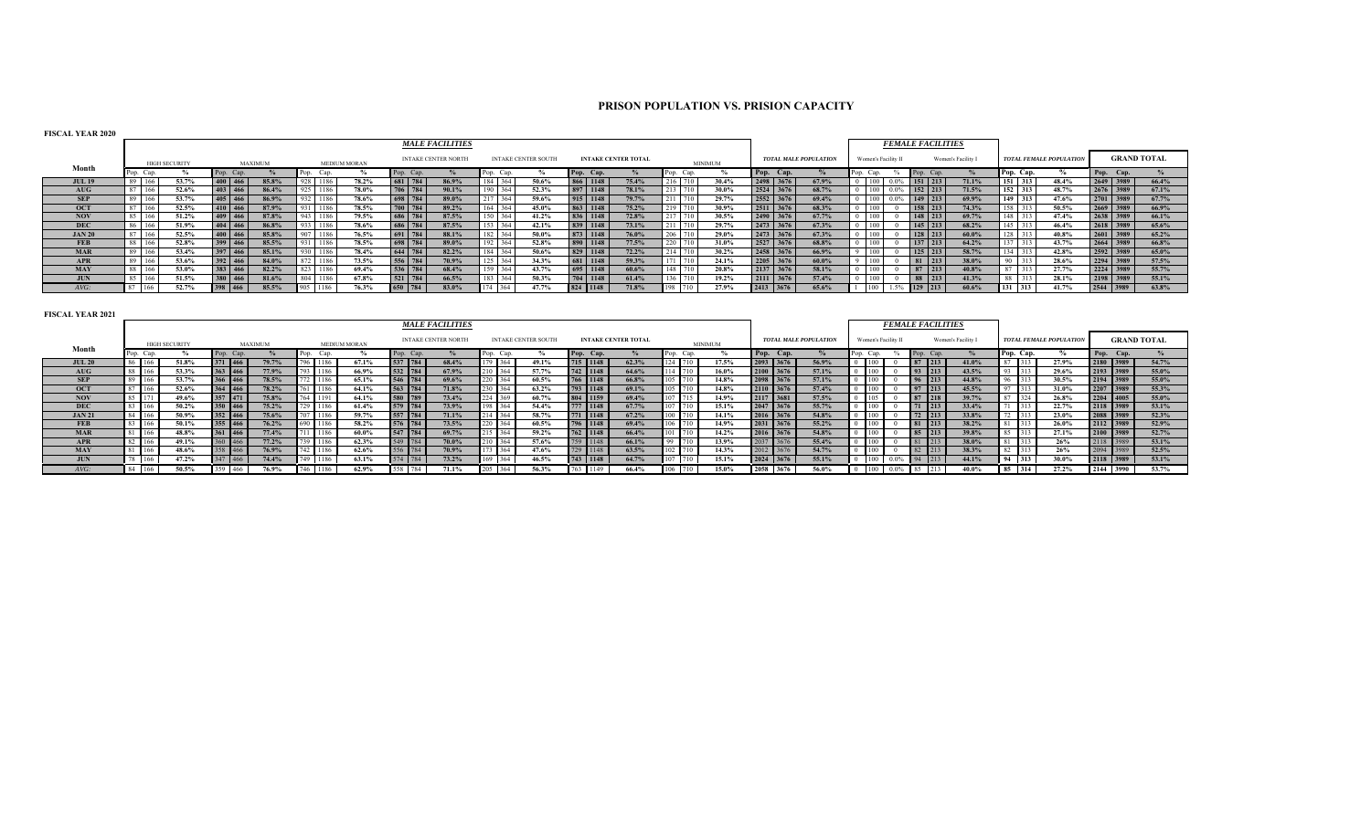# PRISON POPULATION VS. PRISION CAPACITY

## FISCAL YEAR 2020

| Month | MALE FACILITIES | | | | | | | | | | | | | | | | | | | | | | | | FEMALE FACILITIES | | | | | | | | | | | |
|---|---|---|---|---|---|---|---|---|---|---|---|---|---|---|---|---|---|---|---|---|---|---|---|---|---|---|---|---|---|---|---|---|---|---|---|---|
| | HIGH SECURITY | | | MAXIMUM | | | MEDIUM MORAN | | | INTAKE CENTER NORTH | | | INTAKE CENTER SOUTH | | | INTAKE CENTER TOTAL | | | MINIMUM | | | TOTAL MALE POPULATION | | | Women's Facility II | | | Women's Facility I | | | TOTAL FEMALE POPULATION | | | GRAND TOTAL | | |
| | Pop. | Cap. | % | Pop. | Cap. | % | Pop. | Cap. | % | Pop. | Cap. | % | Pop. | Cap. | % | Pop. | Cap. | % | Pop. | Cap. | % | Pop. | Cap. | % | Pop. | Cap. | % | Pop. | Cap. | % | Pop. | Cap. | % | Pop. | Cap. | % |
| JUL 19 | 89 | 166 | 53.7% | 400 | 466 | 85.8% | 928 | 1186 | 78.2% | 681 | 784 | 86.9% | 184 | 364 | 50.6% | 866 | 1148 | 75.4% | 216 | 710 | 30.4% | 2498 | 3676 | 67.9% | 0 | 100 | 0.0% | 151 | 213 | 71.1% | 151 | 313 | 48.4% | 2649 | 3989 | 66.4% |
| AUG | 87 | 166 | 52.6% | 403 | 466 | 86.4% | 925 | 1186 | 78.0% | 706 | 784 | 90.1% | 190 | 364 | 52.3% | 897 | 1148 | 78.1% | 213 | 710 | 30.0% | 2524 | 3676 | 68.7% | 0 | 100 | 0.0% | 152 | 213 | 71.5% | 152 | 313 | 48.7% | 2676 | 3989 | 67.1% |
| SEP | 89 | 166 | 53.7% | 405 | 466 | 86.9% | 932 | 1186 | 78.6% | 698 | 784 | 89.0% | 217 | 364 | 59.6% | 915 | 1148 | 79.7% | 211 | 710 | 29.7% | 2552 | 3676 | 69.4% | 0 | 100 | 0.0% | 149 | 213 | 69.9% | 149 | 313 | 47.6% | 2701 | 3989 | 67.7% |
| OCT | 87 | 166 | 52.5% | 410 | 466 | 87.9% | 931 | 1186 | 78.5% | 700 | 784 | 89.2% | 164 | 364 | 45.0% | 863 | 1148 | 75.2% | 219 | 710 | 30.9% | 2511 | 3676 | 68.3% | 0 | 100 | 0.0% | 158 | 213 | 74.3% | 158 | 313 | 50.5% | 2669 | 3989 | 66.9% |
| NOV | 85 | 166 | 51.2% | 409 | 466 | 87.8% | 943 | 1186 | 79.5% | 686 | 784 | 87.5% | 150 | 364 | 41.2% | 836 | 1148 | 72.8% | 217 | 710 | 30.5% | 2490 | 3676 | 67.7% | 0 | 100 | 0.0% | 148 | 213 | 69.7% | 148 | 313 | 47.4% | 2638 | 3989 | 66.1% |
| DEC | 86 | 166 | 51.9% | 404 | 466 | 86.8% | 933 | 1186 | 78.6% | 686 | 784 | 87.5% | 153 | 364 | 42.1% | 839 | 1148 | 73.1% | 211 | 710 | 29.7% | 2473 | 3676 | 67.3% | 0 | 100 | 0.0% | 145 | 213 | 68.2% | 145 | 313 | 46.4% | 2618 | 3989 | 65.6% |
| JAN 20 | 87 | 166 | 52.5% | 400 | 466 | 85.8% | 907 | 1186 | 76.5% | 691 | 784 | 88.1% | 182 | 364 | 50.0% | 873 | 1148 | 76.0% | 206 | 710 | 29.0% | 2473 | 3676 | 67.3% | 0 | 100 | 0.0% | 128 | 213 | 60.0% | 128 | 313 | 40.8% | 2601 | 3989 | 65.2% |
| FEB | 88 | 166 | 52.8% | 399 | 466 | 85.5% | 931 | 1186 | 78.5% | 698 | 784 | 89.0% | 192 | 364 | 52.8% | 890 | 1148 | 77.5% | 220 | 710 | 31.0% | 2527 | 3676 | 68.8% | 0 | 100 | 0 | 137 | 213 | 64.2% | 137 | 313 | 43.7% | 2664 | 3989 | 66.8% |
| MAR | 89 | 166 | 53.4% | 397 | 466 | 85.1% | 930 | 1186 | 78.4% | 644 | 784 | 82.2% | 184 | 364 | 50.6% | 829 | 1148 | 72.2% | 214 | 710 | 30.2% | 2458 | 3676 | 66.9% | 9 | 100 | 0 | 125 | 213 | 58.7% | 134 | 313 | 42.8% | 2592 | 3989 | 65.0% |
| APR | 89 | 166 | 53.6% | 392 | 466 | 84.0% | 872 | 1186 | 73.5% | 556 | 784 | 70.9% | 125 | 364 | 34.3% | 681 | 1148 | 59.3% | 171 | 710 | 24.1% | 2205 | 3676 | 60.0% | 9 | 100 | 0 | 81 | 213 | 38.0% | 90 | 313 | 28.6% | 2294 | 3989 | 57.5% |
| MAY | 88 | 166 | 53.0% | 383 | 466 | 82.2% | 823 | 1186 | 69.4% | 536 | 784 | 68.4% | 159 | 364 | 43.7% | 695 | 1148 | 60.6% | 148 | 710 | 20.8% | 2137 | 3676 | 58.1% | 0 | 100 | 0 | 87 | 213 | 40.8% | 87 | 313 | 27.7% | 2224 | 3989 | 55.7% |
| JUN | 85 | 166 | 51.5% | 380 | 466 | 81.6% | 804 | 1186 | 67.8% | 521 | 784 | 66.5% | 183 | 364 | 50.3% | 704 | 1148 | 61.4% | 136 | 710 | 19.2% | 2111 | 3676 | 57.4% | 0 | 100 | 0 | 88 | 213 | 41.3% | 88 | 313 | 28.1% | 2198 | 3989 | 55.1% |
| AVG: | 87 | 166 | 52.7% | 398 | 466 | 85.5% | 905 | 1186 | 76.3% | 650 | 784 | 83.0% | 174 | 364 | 47.7% | 824 | 1148 | 71.8% | 198 | 710 | 27.9% | 2413 | 3676 | 65.6% | 1 | 100 | 1.5% | 129 | 213 | 60.6% | 131 | 313 | 41.7% | 2544 | 3989 | 63.8% |

## FISCAL YEAR 2021

| Month | MALE FACILITIES | | | | | | | | | | | | | | | | | | | | | | | | FEMALE FACILITIES | | | | | | | | | | | |
|---|---|---|---|---|---|---|---|---|---|---|---|---|---|---|---|---|---|---|---|---|---|---|---|---|---|---|---|---|---|---|---|---|---|---|---|---|
| | HIGH SECURITY | | | MAXIMUM | | | MEDIUM MORAN | | | INTAKE CENTER NORTH | | | INTAKE CENTER SOUTH | | | INTAKE CENTER TOTAL | | | MINIMUM | | | TOTAL MALE POPULATION | | | Women's Facility II | | | Women's Facility I | | | TOTAL FEMALE POPULATION | | | GRAND TOTAL | | |
| | Pop. | Cap. | % | Pop. | Cap. | % | Pop. | Cap. | % | Pop. | Cap. | % | Pop. | Cap. | % | Pop. | Cap. | % | Pop. | Cap. | % | Pop. | Cap. | % | Pop. | Cap. | % | Pop. | Cap. | % | Pop. | Cap. | % | Pop. | Cap. | % |
| JUL 20 | 86 | 166 | 51.8% | 371 | 466 | 79.7% | 796 | 1186 | 67.1% | 537 | 784 | 68.4% | 179 | 364 | 49.1% | 715 | 1148 | 62.3% | 124 | 710 | 17.5% | 2093 | 3676 | 56.9% | 0 | 100 | 0 | 87 | 213 | 41.0% | 87 | 313 | 27.9% | 2180 | 3989 | 54.7% |
| AUG | 88 | 166 | 53.3% | 363 | 466 | 77.9% | 793 | 1186 | 66.9% | 532 | 784 | 67.9% | 210 | 364 | 57.7% | 742 | 1148 | 64.6% | 114 | 710 | 16.0% | 2100 | 3676 | 57.1% | 0 | 100 | 0 | 93 | 213 | 43.5% | 93 | 313 | 29.6% | 2193 | 3989 | 55.0% |
| SEP | 89 | 166 | 53.7% | 366 | 466 | 78.5% | 772 | 1186 | 65.1% | 546 | 784 | 69.6% | 220 | 364 | 60.5% | 766 | 1148 | 66.8% | 105 | 710 | 14.8% | 2098 | 3676 | 57.1% | 0 | 100 | 0 | 96 | 213 | 44.8% | 96 | 313 | 30.5% | 2194 | 3989 | 55.0% |
| OCT | 87 | 166 | 52.6% | 364 | 466 | 78.2% | 761 | 1186 | 64.1% | 563 | 784 | 71.8% | 230 | 364 | 63.2% | 793 | 1148 | 69.1% | 105 | 710 | 14.8% | 2110 | 3676 | 57.4% | 0 | 100 | 0 | 97 | 213 | 45.5% | 97 | 313 | 31.0% | 2207 | 3989 | 55.3% |
| NOV | 85 | 171 | 49.6% | 357 | 471 | 75.8% | 764 | 1191 | 64.1% | 580 | 789 | 73.4% | 224 | 369 | 60.7% | 804 | 1159 | 69.4% | 107 | 715 | 14.9% | 2117 | 3681 | 57.5% | 0 | 105 | 0 | 87 | 218 | 39.7% | 87 | 324 | 26.8% | 2204 | 4005 | 55.0% |
| DEC | 83 | 166 | 50.2% | 350 | 466 | 75.2% | 729 | 1186 | 61.4% | 579 | 784 | 73.9% | 198 | 364 | 54.4% | 777 | 1148 | 67.7% | 107 | 710 | 15.1% | 2047 | 3676 | 55.7% | 0 | 100 | 0 | 71 | 213 | 33.4% | 71 | 313 | 22.7% | 2118 | 3989 | 53.1% |
| JAN 21 | 84 | 166 | 50.9% | 352 | 466 | 75.6% | 707 | 1186 | 59.7% | 557 | 784 | 71.1% | 214 | 364 | 58.7% | 771 | 1148 | 67.2% | 100 | 710 | 14.1% | 2016 | 3676 | 54.8% | 0 | 100 | 0 | 72 | 213 | 33.8% | 72 | 313 | 23.0% | 2088 | 3989 | 52.3% |
| FEB | 83 | 166 | 50.1% | 355 | 466 | 76.2% | 690 | 1186 | 58.2% | 576 | 784 | 73.5% | 220 | 364 | 60.5% | 796 | 1148 | 69.4% | 106 | 710 | 14.9% | 2031 | 3676 | 55.2% | 0 | 100 | 0 | 81 | 213 | 38.2% | 81 | 313 | 26.0% | 2112 | 3989 | 52.9% |
| MAR | 81 | 166 | 48.8% | 361 | 466 | 77.4% | 711 | 1186 | 60.0% | 547 | 784 | 69.7% | 215 | 364 | 59.2% | 762 | 1148 | 66.4% | 101 | 710 | 14.2% | 2016 | 3676 | 54.8% | 0 | 100 | 0 | 85 | 213 | 39.8% | 85 | 313 | 27.1% | 2100 | 3989 | 52.7% |
| APR | 82 | 166 | 49.1% | 360 | 466 | 77.2% | 739 | 1186 | 62.3% | 549 | 784 | 70.0% | 210 | 364 | 57.6% | 759 | 1148 | 66.1% | 99 | 710 | 13.9% | 2037 | 3676 | 55.4% | 0 | 100 | 0 | 81 | 213 | 38.0% | 81 | 313 | 26% | 2118 | 3989 | 53.1% |
| MAY | 81 | 166 | 48.6% | 358 | 466 | 76.9% | 742 | 1186 | 62.6% | 556 | 784 | 70.9% | 173 | 364 | 47.6% | 729 | 1148 | 63.5% | 102 | 710 | 14.3% | 2012 | 3676 | 54.7% | 0 | 100 | 0 | 82 | 213 | 38.3% | 82 | 313 | 26% | 2094 | 3989 | 52.5% |
| JUN | 78 | 166 | 47.2% | 347 | 466 | 74.4% | 749 | 1186 | 63.1% | 574 | 784 | 73.2% | 169 | 364 | 46.5% | 743 | 1148 | 64.7% | 107 | 710 | 15.1% | 2024 | 3676 | 55.1% | 0 | 100 | 0.0% | 94 | 213 | 44.1% | 94 | 313 | 30.0% | 2118 | 3989 | 53.1% |
| AVG: | 84 | 166 | 50.5% | 359 | 466 | 76.9% | 746 | 1186 | 62.9% | 558 | 784 | 71.1% | 205 | 364 | 56.3% | 763 | 1149 | 66.4% | 106 | 710 | 15.0% | 2058 | 3676 | 56.0% | 0 | 100 | 0.0% | 85 | 213 | 40.0% | 85 | 314 | 27.2% | 2144 | 3990 | 53.7% |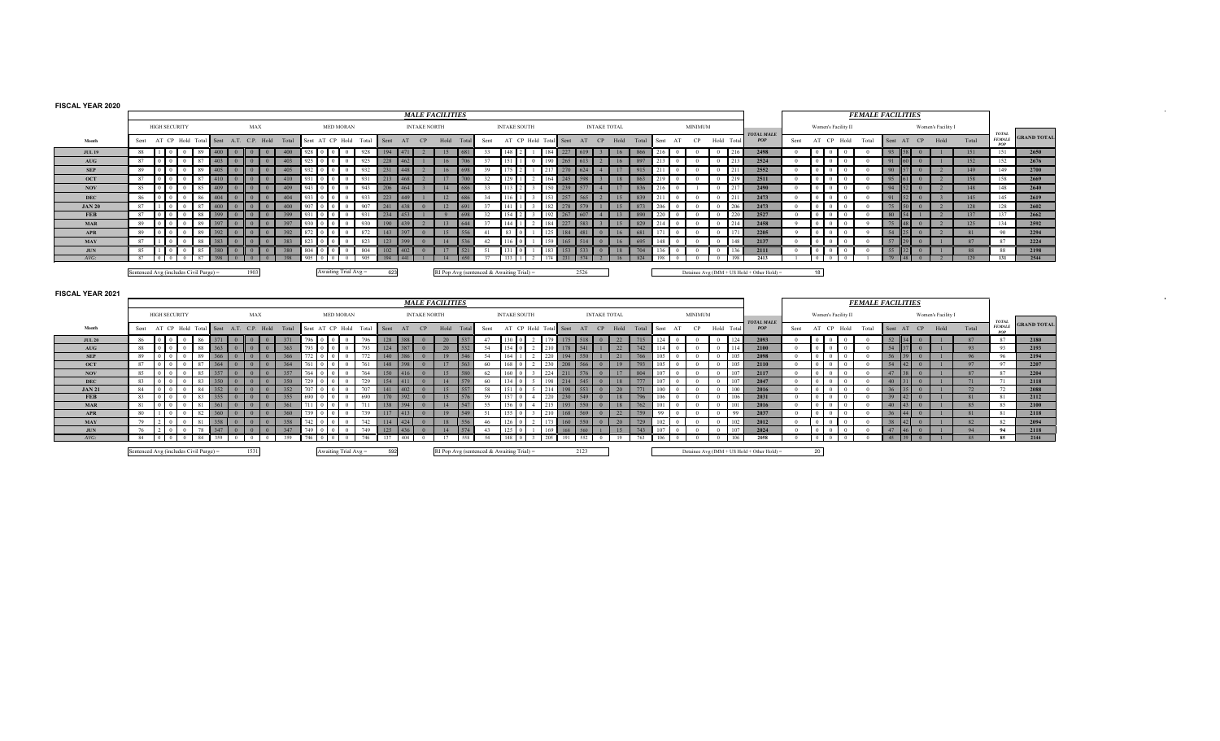**FISCAL YEAR 2020**

| | *MALE FACILITIES* | | | | | | | | | | | | | | | | | | | | | | | | | | | | | | | | | | | | *FEMALE FACILITIES* | | | | | | | | | | | |
|---|---|---|---|---|---|---|---|---|---|---|---|---|---|---|---|---|---|---|---|---|---|---|---|---|---|---|---|---|---|---|---|---|---|---|---|---|---|---|---|---|---|---|---|---|---|---|---|
| | HIGH SECURITY | | | | | MAX | | | | | MED MORAN | | | | | INTAKE NORTH | | | | | INTAKE SOUTH | | | | | INTAKE TOTAL | | | | | MINIMUM | | | | | | Women's Facility II | | | | | Women's Facility I | | | | | | |
| Month | Sent | AT | CP | Hold | Total | Sent | A.T. | C.P. | Hold | Total | Sent | AT | CP | Hold | Total | Sent | AT | CP | Hold | Total | Sent | AT | CP | Hold | Total | Sent | AT | CP | Hold | Total | Sent | AT | CP | Hold | Total | TOTAL MALE POP | Sent | AT | CP | Hold | Total | Sent | AT | CP | Hold | Total | TOTAL FEMALE POP | GRAND TOTAL |
| JUL 19 | 88 | 1 | 0 | 0 | 89 | 400 | 0 | 0 | 0 | 400 | 928 | 0 | 0 | 0 | 928 | 194 | 471 | 2 | 15 | 681 | 33 | 148 | 2 | 1 | 184 | 227 | 619 | 3 | 16 | 866 | 216 | 0 | 0 | 0 | 216 | 2498 | 0 | 0 | 0 | 0 | 0 | 93 | 58 | 0 | 1 | 151 | 151 | 2650 |
| AUG | 87 | 0 | 0 | 0 | 87 | 403 | 0 | 0 | 0 | 403 | 925 | 0 | 0 | 0 | 925 | 228 | 462 | 1 | 16 | 706 | 37 | 151 | 1 | 0 | 190 | 265 | 613 | 2 | 16 | 897 | 213 | 0 | 0 | 0 | 213 | 2524 | 0 | 0 | 0 | 0 | 0 | 91 | 60 | 0 | 1 | 152 | 152 | 2676 |
| SEP | 89 | 0 | 0 | 0 | 89 | 405 | 0 | 0 | 0 | 405 | 932 | 0 | 0 | 0 | 932 | 231 | 448 | 2 | 16 | 698 | 39 | 175 | 2 | 1 | 217 | 270 | 624 | 4 | 17 | 915 | 211 | 0 | 0 | 0 | 211 | 2552 | 0 | 0 | 0 | 0 | 0 | 90 | 57 | 0 | 2 | 149 | 149 | 2700 |
| OCT | 87 | 0 | 0 | 0 | 87 | 410 | 0 | 0 | 0 | 410 | 931 | 0 | 0 | 0 | 931 | 213 | 468 | 2 | 17 | 700 | 32 | 129 | 1 | 2 | 164 | 245 | 598 | 3 | 18 | 863 | 219 | 0 | 0 | 0 | 219 | 2511 | 0 | 0 | 0 | 0 | 0 | 95 | 61 | 0 | 2 | 158 | 158 | 2669 |
| NOV | 85 | 0 | 0 | 0 | 85 | 409 | 0 | 0 | 0 | 409 | 943 | 0 | 0 | 0 | 943 | 206 | 464 | 3 | 14 | 686 | 33 | 113 | 2 | 3 | 150 | 239 | 577 | 4 | 17 | 836 | 216 | 0 | 0 | 1 | 217 | 2490 | 0 | 0 | 0 | 0 | 0 | 94 | 52 | 0 | 2 | 148 | 148 | 2640 |
| DEC | 86 | 0 | 0 | 0 | 86 | 404 | 0 | 0 | 0 | 404 | 933 | 0 | 0 | 0 | 933 | 223 | 449 | 1 | 12 | 686 | 34 | 116 | 1 | 3 | 153 | 257 | 565 | 2 | 15 | 839 | 211 | 0 | 0 | 0 | 211 | 2473 | 0 | 0 | 0 | 0 | 0 | 91 | 52 | 0 | 3 | 145 | 145 | 2619 |
| JAN 20 | 87 | 1 | 0 | 0 | 87 | 400 | 0 | 0 | 0 | 400 | 907 | 0 | 0 | 0 | 907 | 241 | 438 | 0 | 12 | 691 | 37 | 141 | 1 | 1 | 182 | 278 | 579 | 1 | 15 | 873 | 206 | 0 | 0 | 0 | 206 | 2473 | 0 | 0 | 0 | 0 | 0 | 75 | 50 | 0 | 2 | 128 | 128 | 2602 |
| FEB | 87 | 0 | 0 | 0 | 88 | 399 | 0 | 0 | 0 | 399 | 931 | 0 | 0 | 0 | 931 | 234 | 453 | 1 | 9 | 698 | 32 | 154 | 2 | 1 | 192 | 267 | 607 | 4 | 13 | 890 | 220 | 0 | 0 | 0 | 220 | 2527 | 0 | 0 | 0 | 0 | 0 | 80 | 54 | 0 | 2 | 137 | 137 | 2662 |
| MAR | 89 | 0 | 0 | 0 | 89 | 397 | 0 | 0 | 0 | 397 | 930 | 0 | 0 | 0 | 930 | 190 | 439 | 2 | 13 | 644 | 37 | 144 | 1 | 2 | 184 | 227 | 583 | 3 | 15 | 829 | 214 | 0 | 0 | 0 | 214 | 2458 | 9 | 0 | 0 | 0 | 9 | 75 | 48 | 0 | 2 | 125 | 134 | 2592 |
| APR | 89 | 0 | 0 | 0 | 89 | 392 | 0 | 0 | 0 | 392 | 872 | 0 | 0 | 0 | 872 | 143 | 397 | 0 | 15 | 556 | 41 | 83 | 0 | 1 | 125 | 184 | 481 | 0 | 16 | 681 | 171 | 0 | 0 | 0 | 171 | 2205 | 9 | 0 | 0 | 0 | 9 | 54 | 25 | 0 | 2 | 81 | 90 | 2294 |
| MAY | 87 | 1 | 0 | 0 | 88 | 383 | 0 | 0 | 0 | 383 | 823 | 0 | 0 | 0 | 823 | 123 | 399 | 0 | 14 | 536 | 42 | 116 | 0 | 1 | 159 | 165 | 514 | 0 | 16 | 695 | 148 | 0 | 0 | 0 | 148 | 2137 | 0 | 0 | 0 | 0 | 0 | 57 | 29 | 0 | 1 | 87 | 87 | 2224 |
| JUN | 85 | 1 | 0 | 0 | 85 | 380 | 0 | 0 | 0 | 380 | 804 | 0 | 0 | 0 | 804 | 102 | 402 | 0 | 17 | 521 | 51 | 131 | 0 | 1 | 183 | 153 | 533 | 0 | 18 | 704 | 136 | 0 | 0 | 0 | 136 | 2111 | 0 | 0 | 0 | 0 | 0 | 55 | 32 | 0 | 1 | 88 | 88 | 2198 |
| AVG: | 87 | 0 | 0 | 0 | 87 | 398 | 0 | 0 | 0 | 398 | 905 | 0 | 0 | 0 | 905 | 194 | 441 | 1 | 14 | 650 | 37 | 133 | 1 | 2 | 174 | 231 | 574 | 2 | 16 | 824 | 198 | 0 | 0 | 0 | 198 | 2413 | 1 | 0 | 0 | 0 | 1 | 79 | 48 | 0 | 2 | 129 | 131 | 2544 |

Sentenced Avg (includes Civil Purge) = 1903 | Awaiting Trial Avg = 623 | RI Pop Avg (sentenced & Awaiting Trial) = 2526 | Detainee Avg (IMM + US Hold + Other Hold) = 18

**FISCAL YEAR 2021**

| | *MALE FACILITIES* | | | | | | | | | | | | | | | | | | | | | | | | | | | | | | | | | | | | *FEMALE FACILITIES* | | | | | | | | | | | |
|---|---|---|---|---|---|---|---|---|---|---|---|---|---|---|---|---|---|---|---|---|---|---|---|---|---|---|---|---|---|---|---|---|---|---|---|---|---|---|---|---|---|---|---|---|---|---|---|
| | HIGH SECURITY | | | | | MAX | | | | | MED MORAN | | | | | INTAKE NORTH | | | | | INTAKE SOUTH | | | | | INTAKE TOTAL | | | | | MINIMUM | | | | | | Women's Facility II | | | | | Women's Facility I | | | | | | |
| Month | Sent | AT | CP | Hold | Total | Sent | A.T. | C.P. | Hold | Total | Sent | AT | CP | Hold | Total | Sent | AT | CP | Hold | Total | Sent | AT | CP | Hold | Total | Sent | AT | CP | Hold | Total | Sent | AT | CP | Hold | Total | TOTAL MALE POP | Sent | AT | CP | Hold | Total | Sent | AT | CP | Hold | Total | TOTAL FEMALE POP | GRAND TOTAL |
| JUL 20 | 86 | 0 | 0 | 0 | 86 | 371 | 0 | 0 | 0 | 371 | 796 | 0 | 0 | 0 | 796 | 128 | 388 | 0 | 20 | 537 | 47 | 130 | 0 | 2 | 179 | 175 | 518 | 0 | 22 | 715 | 124 | 0 | 0 | 0 | 124 | 2093 | 0 | 0 | 0 | 0 | 0 | 52 | 34 | 0 | 1 | 87 | 87 | 2180 |
| AUG | 88 | 0 | 0 | 0 | 88 | 363 | 0 | 0 | 0 | 363 | 793 | 0 | 0 | 0 | 793 | 124 | 387 | 0 | 20 | 532 | 54 | 154 | 0 | 2 | 210 | 178 | 541 | 1 | 22 | 742 | 114 | 0 | 0 | 0 | 114 | 2100 | 0 | 0 | 0 | 0 | 0 | 54 | 37 | 0 | 1 | 93 | 93 | 2193 |
| SEP | 89 | 0 | 0 | 0 | 89 | 366 | 0 | 0 | 0 | 366 | 772 | 0 | 0 | 0 | 772 | 140 | 386 | 0 | 19 | 546 | 54 | 164 | 1 | 2 | 220 | 194 | 550 | 1 | 21 | 766 | 105 | 0 | 0 | 0 | 105 | 2098 | 0 | 0 | 0 | 0 | 0 | 56 | 39 | 0 | 1 | 96 | 96 | 2194 |
| OCT | 87 | 0 | 0 | 0 | 87 | 364 | 0 | 0 | 0 | 364 | 761 | 0 | 0 | 0 | 761 | 148 | 398 | 0 | 17 | 563 | 60 | 168 | 0 | 2 | 230 | 208 | 566 | 0 | 19 | 793 | 105 | 0 | 0 | 0 | 105 | 2110 | 0 | 0 | 0 | 0 | 0 | 54 | 42 | 0 | 1 | 97 | 97 | 2207 |
| NOV | 85 | 0 | 0 | 0 | 85 | 357 | 0 | 0 | 0 | 357 | 764 | 0 | 0 | 0 | 764 | 150 | 416 | 0 | 15 | 580 | 62 | 160 | 0 | 3 | 224 | 211 | 576 | 0 | 17 | 804 | 107 | 0 | 0 | 0 | 107 | 2117 | 0 | 0 | 0 | 0 | 0 | 47 | 38 | 0 | 1 | 87 | 87 | 2204 |
| DEC | 83 | 0 | 0 | 0 | 83 | 350 | 0 | 0 | 0 | 350 | 729 | 0 | 0 | 0 | 729 | 154 | 411 | 0 | 14 | 579 | 60 | 134 | 0 | 5 | 198 | 214 | 545 | 0 | 18 | 777 | 107 | 0 | 0 | 0 | 107 | 2047 | 0 | 0 | 0 | 0 | 0 | 40 | 31 | 0 | 1 | 71 | 71 | 2118 |
| JAN 21 | 84 | 0 | 0 | 0 | 84 | 352 | 0 | 0 | 0 | 352 | 707 | 0 | 0 | 0 | 707 | 141 | 402 | 0 | 15 | 557 | 58 | 151 | 0 | 5 | 214 | 198 | 553 | 0 | 20 | 771 | 100 | 0 | 0 | 0 | 100 | 2016 | 0 | 0 | 0 | 0 | 0 | 36 | 35 | 0 | 1 | 72 | 72 | 2088 |
| FEB | 83 | 0 | 0 | 0 | 83 | 355 | 0 | 0 | 0 | 355 | 690 | 0 | 0 | 0 | 690 | 171 | 392 | 0 | 15 | 576 | 59 | 157 | 0 | 4 | 220 | 230 | 549 | 0 | 18 | 796 | 106 | 0 | 0 | 0 | 106 | 2031 | 0 | 0 | 0 | 0 | 0 | 39 | 42 | 0 | 1 | 81 | 81 | 2112 |
| MAR | 81 | 0 | 0 | 0 | 81 | 361 | 0 | 0 | 0 | 361 | 711 | 0 | 0 | 0 | 711 | 138 | 394 | 0 | 14 | 547 | 55 | 156 | 0 | 4 | 215 | 193 | 550 | 0 | 18 | 762 | 101 | 0 | 0 | 0 | 101 | 2016 | 0 | 0 | 0 | 0 | 0 | 40 | 43 | 0 | 1 | 85 | 85 | 2100 |
| APR | 80 | 1 | 0 | 0 | 82 | 360 | 0 | 0 | 0 | 360 | 739 | 0 | 0 | 0 | 739 | 117 | 413 | 0 | 19 | 549 | 51 | 155 | 0 | 3 | 210 | 168 | 569 | 0 | 22 | 759 | 99 | 0 | 0 | 0 | 99 | 2037 | 0 | 0 | 0 | 0 | 0 | 36 | 44 | 0 | 1 | 81 | 81 | 2118 |
| MAY | 79 | 2 | 0 | 0 | 81 | 358 | 0 | 0 | 0 | 358 | 742 | 0 | 0 | 0 | 742 | 114 | 424 | 0 | 18 | 556 | 46 | 126 | 0 | 2 | 173 | 160 | 550 | 0 | 20 | 729 | 102 | 0 | 0 | 0 | 102 | 2012 | 0 | 0 | 0 | 0 | 0 | 38 | 42 | 0 | 1 | 82 | 82 | 2094 |
| JUN | 76 | 2 | 0 | 0 | 78 | 347 | 0 | 0 | 0 | 347 | 749 | 0 | 0 | 0 | 749 | 125 | 436 | 0 | 14 | 574 | 43 | 125 | 0 | 1 | 169 | 168 | 560 | 1 | 15 | 743 | 107 | 0 | 0 | 0 | 107 | 2024 | 0 | 0 | 0 | 0 | 0 | 47 | 46 | 0 | 1 | 94 | 94 | 2118 |
| AVG: | 84 | 0 | 0 | 0 | 84 | 359 | 0 | 0 | 0 | 359 | 746 | 0 | 0 | 0 | 746 | 137 | 404 | 0 | 17 | 558 | 54 | 148 | 0 | 3 | 205 | 191 | 552 | 0 | 19 | 763 | 106 | 0 | 0 | 0 | 106 | 2058 | 0 | 0 | 0 | 0 | 0 | 45 | 39 | 0 | 1 | 85 | 85 | 2144 |

Sentenced Avg (includes Civil Purge) = 1531 | Awaiting Trial Avg = 592 | RI Pop Avg (sentenced & Awaiting Trial) = 2123 | Detainee Avg (IMM + US Hold + Other Hold) = 20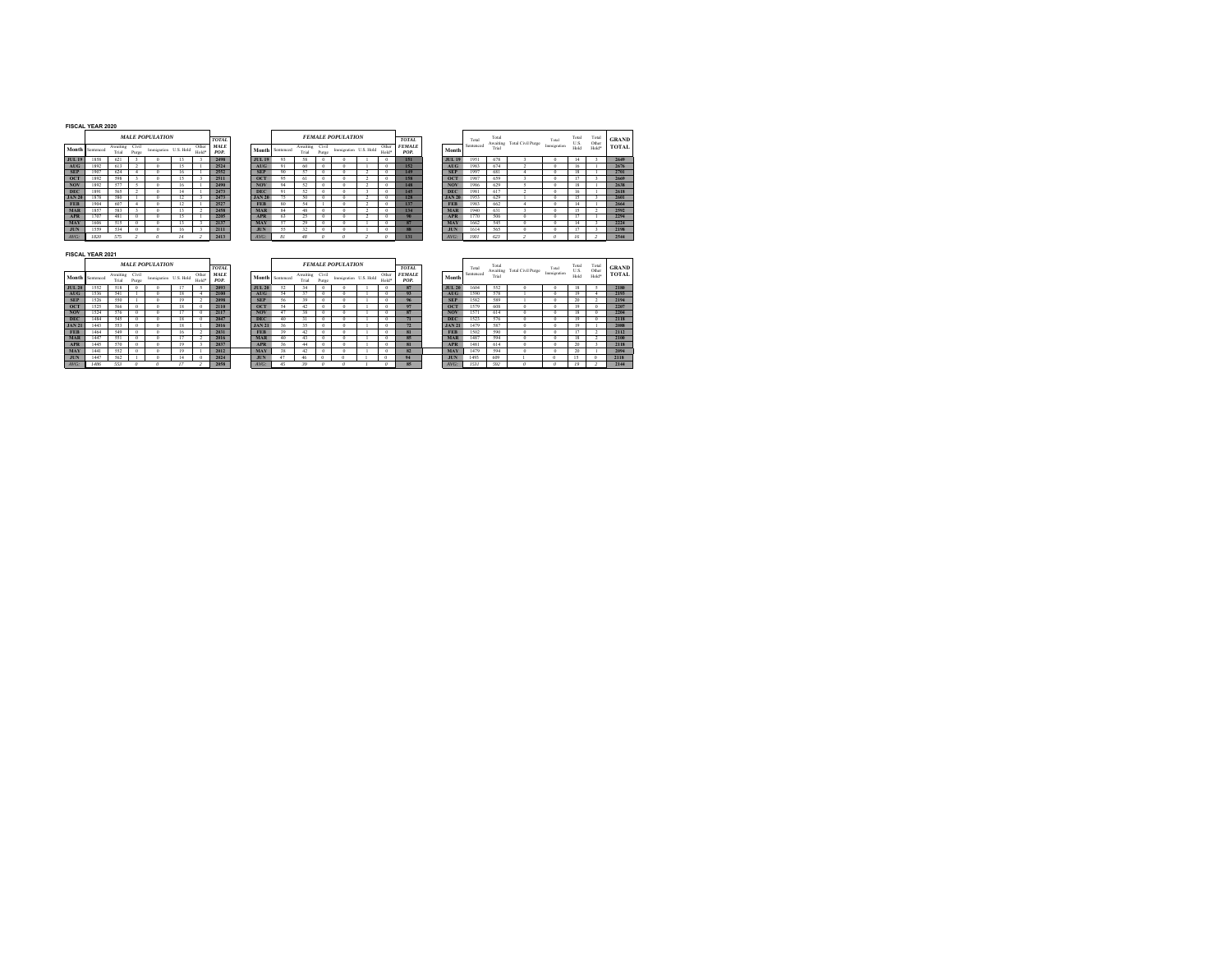**FISCAL YEAR 2020**

| | MALE POPULATION | | | | | | TOTAL |
|---|---|---|---|---|---|---|---|
| Month | Sentenced | Awaiting Trial | Civil Purge | Immigration | U.S. Hold | Other Hold* | MALE POP. |
| JUL 19 | 1858 | 621 | 2 | 0 | 13 | 3 | 2498 |
| AUG | 1892 | 613 | 2 | 0 | 15 | 1 | 2524 |
| SEP | 1907 | 624 | 4 | 0 | 16 | 1 | 2552 |
| OCT | 1892 | 598 | 3 | 0 | 15 | 3 | 2511 |
| NOV | 1892 | 577 | 5 | 0 | 16 | 1 | 2490 |
| DEC | 1891 | 565 | 2 | 0 | 14 | 1 | 2473 |
| JAN 20 | 1878 | 580 | 1 | 0 | 12 | 3 | 2473 |
| FEB | 1904 | 607 | 4 | 0 | 12 | 1 | 2527 |
| MAR | 1857 | 583 | 3 | 0 | 13 | 2 | 2458 |
| APR | 1707 | 481 | 0 | 0 | 15 | 1 | 2205 |
| MAY | 1606 | 515 | 0 | 0 | 13 | 3 | 2137 |
| JUN | 1559 | 534 | 0 | 0 | 16 | 3 | 2111 |
| AVG: | 1820 | 575 | 2 | 0 | 14 | 2 | 2413 |

| | FEMALE POPULATION | | | | | | TOTAL |
|---|---|---|---|---|---|---|---|
| Month | Sentenced | Awaiting Trial | Civil Purge | Immigration | U.S. Hold | Other Hold* | FEMALE POP. |
| JUL 19 | 93 | 58 | 0 | 0 | 1 | 0 | 151 |
| AUG | 91 | 60 | 0 | 0 | 1 | 0 | 152 |
| SEP | 90 | 57 | 0 | 0 | 2 | 0 | 149 |
| OCT | 95 | 61 | 0 | 0 | 2 | 0 | 158 |
| NOV | 94 | 52 | 0 | 0 | 2 | 0 | 148 |
| DEC | 91 | 52 | 0 | 0 | 2 | 0 | 145 |
| JAN 20 | 75 | 50 | 0 | 0 | 2 | 0 | 128 |
| FEB | 80 | 54 | 1 | 0 | 2 | 0 | 137 |
| MAR | 84 | 48 | 0 | 0 | 2 | 0 | 134 |
| APR | 63 | 25 | 0 | 0 | 2 | 0 | 90 |
| MAY | 57 | 29 | 0 | 0 | 1 | 0 | 87 |
| JUN | 55 | 32 | 0 | 0 | 1 | 0 | 88 |
| AVG: | 81 | 48 | 0 | 0 | 2 | 0 | 131 |

| Month | Total Sentenced | Total Awaiting Trial | Total Civil Purge | Total Immigration | Total U.S. Hold | Total Other Hold* | GRAND TOTAL |
|---|---|---|---|---|---|---|---|
| JUL 19 | 1951 | 678 | 3 | 0 | 14 | 3 | 2649 |
| AUG | 1983 | 674 | 2 | 0 | 16 | 1 | 2676 |
| SEP | 1997 | 681 | 4 | 0 | 18 | 1 | 2701 |
| OCT | 1987 | 659 | 3 | 0 | 17 | 3 | 2669 |
| NOV | 1986 | 629 | 5 | 0 | 18 | 1 | 2638 |
| DEC | 1981 | 617 | 2 | 0 | 16 | 1 | 2618 |
| JAN 20 | 1953 | 629 | 1 | 0 | 15 | 3 | 2601 |
| FEB | 1983 | 662 | 4 | 0 | 14 | 1 | 2664 |
| MAR | 1940 | 631 | 3 | 0 | 15 | 2 | 2592 |
| APR | 1770 | 506 | 0 | 0 | 17 | 1 | 2294 |
| MAY | 1662 | 545 | 0 | 0 | 14 | 3 | 2224 |
| JUN | 1614 | 565 | 0 | 0 | 17 | 3 | 2198 |
| AVG: | 1900 | 623 | 2 | 0 | 16 | 2 | 2544 |

**FISCAL YEAR 2021**

| | MALE POPULATION | | | | | | TOTAL |
|---|---|---|---|---|---|---|---|
| Month | Sentenced | Awaiting Trial | Civil Purge | Immigration | U.S. Hold | Other Hold* | MALE POP. |
| JUL 20 | 1552 | 518 | 0 | 0 | 17 | 5 | 2093 |
| AUG | 1536 | 541 | 1 | 0 | 18 | 4 | 2100 |
| SEP | 1526 | 550 | 1 | 0 | 19 | 2 | 2098 |
| OCT | 1525 | 566 | 0 | 0 | 18 | 0 | 2110 |
| NOV | 1524 | 576 | 0 | 0 | 17 | 0 | 2117 |
| DEC | 1484 | 545 | 0 | 0 | 18 | 0 | 2047 |
| JAN 21 | 1443 | 553 | 0 | 0 | 18 | 1 | 2016 |
| FEB | 1464 | 549 | 0 | 0 | 16 | 2 | 2031 |
| MAR | 1447 | 551 | 0 | 0 | 17 | 2 | 2016 |
| APR | 1445 | 570 | 0 | 0 | 19 | 3 | 2037 |
| MAY | 1441 | 552 | 0 | 0 | 19 | 1 | 2012 |
| JUN | 1447 | 562 | 1 | 0 | 14 | 0 | 2024 |
| AVG: | 1486 | 553 | 0 | 0 | 17 | 2 | 2058 |

| | FEMALE POPULATION | | | | | | TOTAL |
|---|---|---|---|---|---|---|---|
| Month | Sentenced | Awaiting Trial | Civil Purge | Immigration | U.S. Hold | Other Hold* | FEMALE POP. |
| JUL 20 | 52 | 34 | 0 | 0 | 1 | 0 | 87 |
| AUG | 54 | 37 | 0 | 0 | 1 | 0 | 93 |
| SEP | 56 | 39 | 0 | 0 | 1 | 0 | 96 |
| OCT | 54 | 42 | 0 | 0 | 1 | 0 | 97 |
| NOV | 47 | 38 | 0 | 0 | 1 | 0 | 87 |
| DEC | 40 | 31 | 0 | 0 | 1 | 0 | 71 |
| JAN 21 | 36 | 35 | 0 | 0 | 1 | 0 | 72 |
| FEB | 39 | 42 | 0 | 0 | 1 | 0 | 81 |
| MAR | 40 | 45 | 0 | 0 | 1 | 0 | 85 |
| APR | 36 | 44 | 0 | 0 | 1 | 0 | 81 |
| MAY | 38 | 42 | 0 | 0 | 1 | 0 | 82 |
| JUN | 47 | 46 | 0 | 0 | 1 | 0 | 94 |
| AVG: | 45 | 39 | 0 | 0 | 1 | 0 | 85 |

| Month | Total Sentenced | Total Awaiting Trial | Total Civil Purge | Total Immigration | Total U.S. Hold | Total Other Hold* | GRAND TOTAL |
|---|---|---|---|---|---|---|---|
| JUL 20 | 1604 | 552 | 0 | 0 | 18 | 5 | 2180 |
| AUG | 1590 | 578 | 1 | 0 | 19 | 4 | 2193 |
| SEP | 1582 | 589 | 1 | 0 | 20 | 2 | 2194 |
| OCT | 1579 | 608 | 0 | 0 | 19 | 0 | 2207 |
| NOV | 1571 | 614 | 0 | 0 | 18 | 0 | 2204 |
| DEC | 1523 | 576 | 0 | 0 | 19 | 0 | 2118 |
| JAN 21 | 1479 | 587 | 0 | 0 | 19 | 1 | 2088 |
| FEB | 1502 | 590 | 0 | 0 | 17 | 2 | 2112 |
| MAR | 1487 | 594 | 0 | 0 | 18 | 2 | 2100 |
| APR | 1481 | 614 | 0 | 0 | 20 | 3 | 2118 |
| MAY | 1479 | 594 | 0 | 0 | 20 | 1 | 2094 |
| JUN | 1493 | 609 | 1 | 0 | 15 | 0 | 2118 |
| AVG: | 1531 | 592 | 0 | 0 | 19 | 2 | 2144 |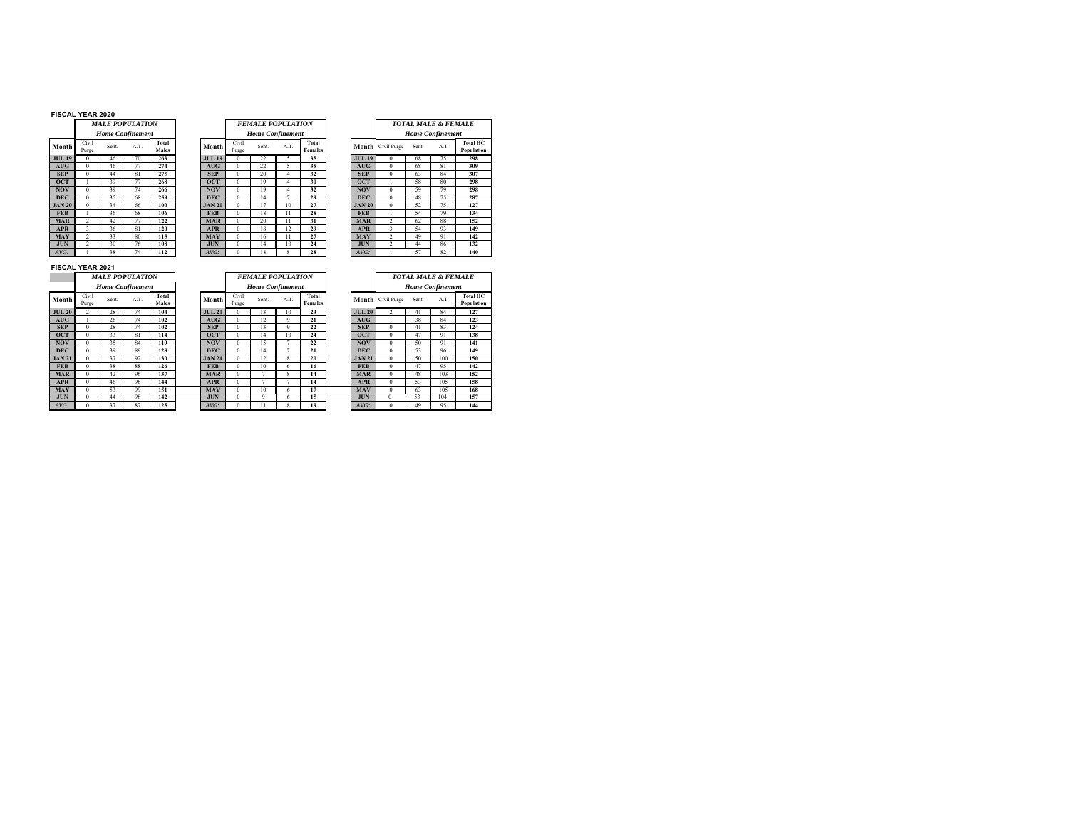## FISCAL YEAR 2020

| | *MALE POPULATION* | | | |
|---|---|---|---|---|
| | *Home Confinement* | | | |
| **Month** | Civil Purge | Sent. | A.T. | **Total Males** |
| **JUL 19** | 0 | 46 | 70 | **263** |
| **AUG** | 0 | 46 | 77 | **274** |
| **SEP** | 0 | 44 | 81 | **275** |
| **OCT** | 1 | 39 | 77 | **268** |
| **NOV** | 0 | 39 | 74 | **266** |
| **DEC** | 0 | 35 | 68 | **259** |
| **JAN 20** | 0 | 34 | 66 | **100** |
| **FEB** | 1 | 36 | 68 | **106** |
| **MAR** | 2 | 42 | 77 | **122** |
| **APR** | 3 | 36 | 81 | **120** |
| **MAY** | 2 | 33 | 80 | **115** |
| **JUN** | 2 | 30 | 76 | **108** |
| *AVG:* | 1 | 38 | 74 | **112** |

| | *FEMALE POPULATION* | | | |
|---|---|---|---|---|
| | *Home Confinement* | | | |
| **Month** | Civil Purge | Sent. | A.T. | **Total Females** |
| **JUL 19** | 0 | 22 | 5 | **35** |
| **AUG** | 0 | 22 | 5 | **35** |
| **SEP** | 0 | 20 | 4 | **32** |
| **OCT** | 0 | 19 | 4 | **30** |
| **NOV** | 0 | 19 | 4 | **32** |
| **DEC** | 0 | 14 | 7 | **29** |
| **JAN 20** | 0 | 17 | 10 | **27** |
| **FEB** | 0 | 18 | 11 | **28** |
| **MAR** | 0 | 20 | 11 | **31** |
| **APR** | 0 | 18 | 12 | **29** |
| **MAY** | 0 | 16 | 11 | **27** |
| **JUN** | 0 | 14 | 10 | **24** |
| *AVG:* | 0 | 18 | 8 | **28** |

| | *TOTAL MALE & FEMALE* | | | |
|---|---|---|---|---|
| | *Home Confinement* | | | |
| **Month** | Civil Purge | Sent. | A.T | **Total HC Population** |
| **JUL 19** | 0 | 68 | 75 | **298** |
| **AUG** | 0 | 68 | 81 | **309** |
| **SEP** | 0 | 63 | 84 | **307** |
| **OCT** | 1 | 58 | 80 | **298** |
| **NOV** | 0 | 59 | 79 | **298** |
| **DEC** | 0 | 48 | 75 | **287** |
| **JAN 20** | 0 | 52 | 75 | **127** |
| **FEB** | 1 | 54 | 79 | **134** |
| **MAR** | 2 | 62 | 88 | **152** |
| **APR** | 3 | 54 | 93 | **149** |
| **MAY** | 2 | 49 | 91 | **142** |
| **JUN** | 2 | 44 | 86 | **132** |
| *AVG:* | 1 | 57 | 82 | **140** |

## FISCAL YEAR 2021

| | *MALE POPULATION* | | | |
|---|---|---|---|---|
| | *Home Confinement* | | | |
| **Month** | Civil Purge | Sent. | A.T. | **Total Males** |
| **JUL 20** | 2 | 28 | 74 | **104** |
| **AUG** | 1 | 26 | 74 | **102** |
| **SEP** | 0 | 28 | 74 | **102** |
| **OCT** | 0 | 33 | 81 | **114** |
| **NOV** | 0 | 35 | 84 | **119** |
| **DEC** | 0 | 39 | 89 | **128** |
| **JAN 21** | 0 | 37 | 92 | **130** |
| **FEB** | 0 | 38 | 88 | **126** |
| **MAR** | 0 | 42 | 96 | **137** |
| **APR** | 0 | 46 | 98 | **144** |
| **MAY** | 0 | 53 | 99 | **151** |
| **JUN** | 0 | 44 | 98 | **142** |
| *AVG:* | 0 | 37 | 87 | **125** |

| | *FEMALE POPULATION* | | | |
|---|---|---|---|---|
| | *Home Confinement* | | | |
| **Month** | Civil Purge | Sent. | A.T. | **Total Females** |
| **JUL 20** | 0 | 13 | 10 | **23** |
| **AUG** | 0 | 12 | 9 | **21** |
| **SEP** | 0 | 13 | 9 | **22** |
| **OCT** | 0 | 14 | 10 | **24** |
| **NOV** | 0 | 15 | 7 | **22** |
| **DEC** | 0 | 14 | 7 | **21** |
| **JAN 21** | 0 | 12 | 8 | **20** |
| **FEB** | 0 | 10 | 6 | **16** |
| **MAR** | 0 | 7 | 8 | **14** |
| **APR** | 0 | 7 | 7 | **14** |
| **MAY** | 0 | 10 | 6 | **17** |
| **JUN** | 0 | 9 | 6 | **15** |
| *AVG:* | 0 | 11 | 8 | **19** |

| | *TOTAL MALE & FEMALE* | | | |
|---|---|---|---|---|
| | *Home Confinement* | | | |
| **Month** | Civil Purge | Sent. | A.T | **Total HC Population** |
| **JUL 20** | 2 | 41 | 84 | **127** |
| **AUG** | 1 | 38 | 84 | **123** |
| **SEP** | 0 | 41 | 83 | **124** |
| **OCT** | 0 | 47 | 91 | **138** |
| **NOV** | 0 | 50 | 91 | **141** |
| **DEC** | 0 | 53 | 96 | **149** |
| **JAN 21** | 0 | 50 | 100 | **150** |
| **FEB** | 0 | 47 | 95 | **142** |
| **MAR** | 0 | 48 | 103 | **152** |
| **APR** | 0 | 53 | 105 | **158** |
| **MAY** | 0 | 63 | 105 | **168** |
| **JUN** | 0 | 53 | 104 | **157** |
| *AVG:* | 0 | 49 | 95 | **144** |